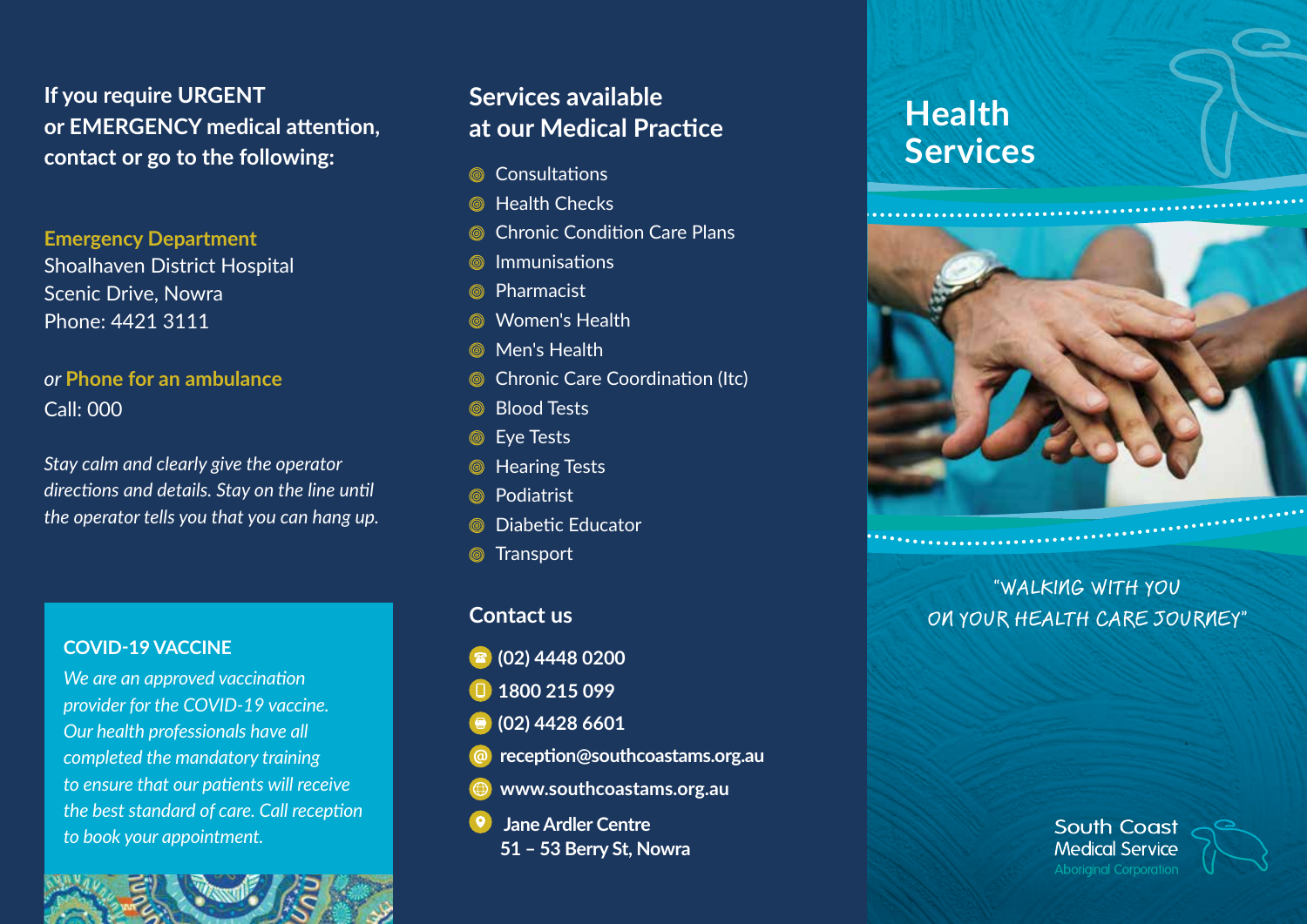**If you require URGENT or EMERGENCY medical attention, contact or go to the following:**

**Emergency Department**
Shoalhaven District Hospital
Scenic Drive, Nowra
Phone: 4421 3111

*or* **Phone for an ambulance**
Call: 000

*Stay calm and clearly give the operator directions and details. Stay on the line until the operator tells you that you can hang up.*

### COVID-19 VACCINE

*We are an approved vaccination provider for the COVID-19 vaccine. Our health professionals have all completed the mandatory training to ensure that our patients will receive the best standard of care. Call reception to book your appointment.*

## Services available at our Medical Practice

- Consultations
- Health Checks
- Chronic Condition Care Plans
- Immunisations
- Pharmacist
- Women's Health
- Men's Health
- Chronic Care Coordination (Itc)
- Blood Tests
- Eye Tests
- Hearing Tests
- Podiatrist
- Diabetic Educator
- Transport

## Contact us

- **(02) 4448 0200**
- **1800 215 099**
- **(02) 4428 6601**
- **reception@southcoastams.org.au**
- **www.southcoastams.org.au**
- **Jane Ardler Centre**
  **51 – 53 Berry St, Nowra**

# Health Services

"WALKING WITH YOU ON YOUR HEALTH CARE JOURNEY"

South Coast
Medical Service
Aboriginal Corporation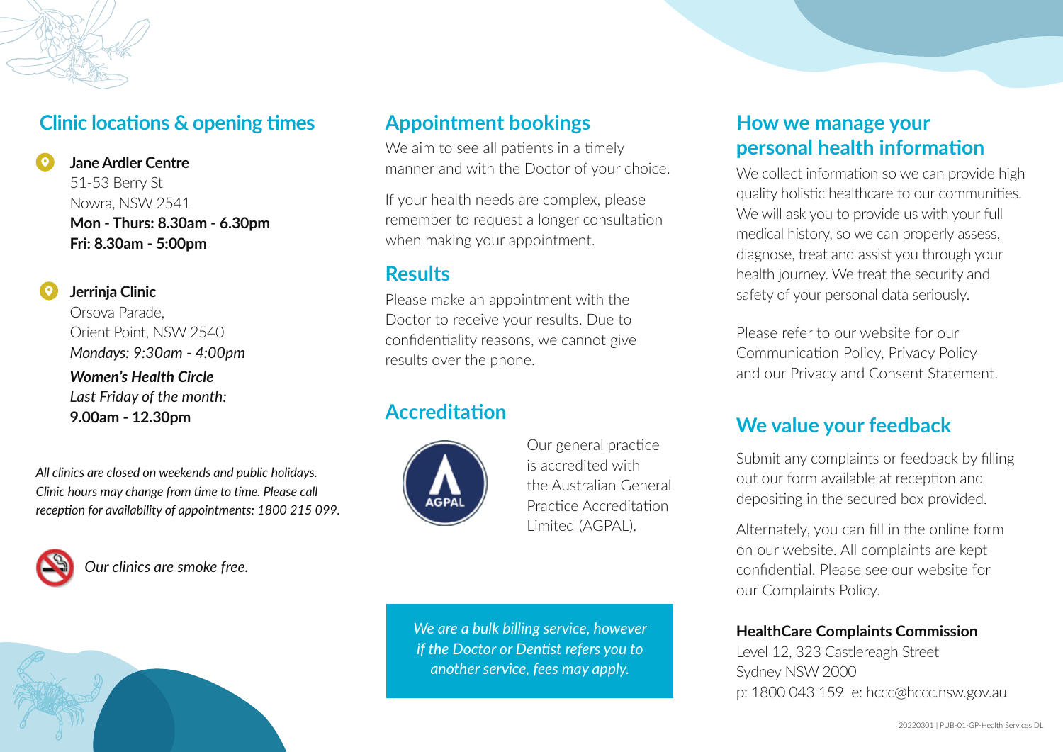## Clinic locations & opening times

**Jane Ardler Centre**
51-53 Berry St
Nowra, NSW 2541
**Mon - Thurs: 8.30am - 6.30pm**
**Fri: 8.30am - 5:00pm**

**Jerrinja Clinic**
Orsova Parade,
Orient Point, NSW 2540
*Mondays: 9:30am - 4:00pm*

***Women's Health Circle***
*Last Friday of the month:*
**9.00am - 12.30pm**

*All clinics are closed on weekends and public holidays. Clinic hours may change from time to time. Please call reception for availability of appointments: 1800 215 099.*

*Our clinics are smoke free.*

## Appointment bookings

We aim to see all patients in a timely manner and with the Doctor of your choice.

If your health needs are complex, please remember to request a longer consultation when making your appointment.

## Results

Please make an appointment with the Doctor to receive your results. Due to confidentiality reasons, we cannot give results over the phone.

## Accreditation

AGPAL

Our general practice is accredited with the Australian General Practice Accreditation Limited (AGPAL).

*We are a bulk billing service, however if the Doctor or Dentist refers you to another service, fees may apply.*

## How we manage your personal health information

We collect information so we can provide high quality holistic healthcare to our communities. We will ask you to provide us with your full medical history, so we can properly assess, diagnose, treat and assist you through your health journey. We treat the security and safety of your personal data seriously.

Please refer to our website for our Communication Policy, Privacy Policy and our Privacy and Consent Statement.

## We value your feedback

Submit any complaints or feedback by filling out our form available at reception and depositing in the secured box provided.

Alternately, you can fill in the online form on our website. All complaints are kept confidential. Please see our website for our Complaints Policy.

**HealthCare Complaints Commission**
Level 12, 323 Castlereagh Street
Sydney NSW 2000
p: 1800 043 159 e: hccc@hccc.nsw.gov.au

20220301 | PUB-01-GP-Health Services DL